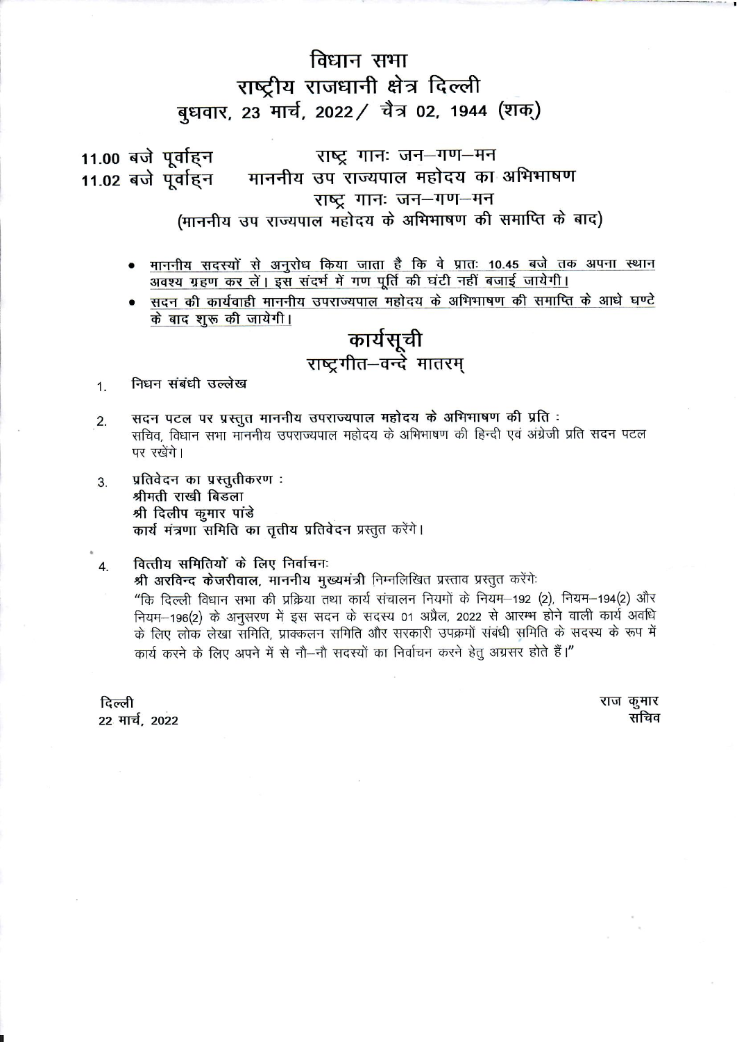# विधान सभा
## राष्ट्रीय राजधानी क्षेत्र दिल्ली
### बुधवार, 23 मार्च, 2022 / चैत्र 02, 1944 (शक्)

**11.00 बजे पूर्वाह्न** — राष्ट्र गानः जन–गण–मन

**11.02 बजे पूर्वाह्न** — माननीय उप राज्यपाल महोदय का अभिभाषण

राष्ट्र गानः जन–गण–मन

(माननीय उप राज्यपाल महोदय के अभिभाषण की समाप्ति के बाद)

- <u>माननीय सदस्यों से अनुरोध किया जाता है कि वे प्रातः 10.45 बजे तक अपना स्थान अवश्य ग्रहण कर लें। इस संदर्भ में गण पूर्ति की घंटी नहीं बजाई जायेगी।</u>
- <u>सदन की कार्यवाही माननीय उपराज्यपाल महोदय के अभिभाषण की समाप्ति के आधे घण्टे के बाद शुरू की जायेगी।</u>

## कार्यसूची
### राष्ट्रगीत–वन्दे मातरम्

1. निधन संबंधी उल्लेख

2. सदन पटल पर प्रस्तुत माननीय उपराज्यपाल महोदय के अभिभाषण की प्रति :
   सचिव, विधान सभा माननीय उपराज्यपाल महोदय के अभिभाषण की हिन्दी एवं अंग्रेजी प्रति सदन पटल पर रखेंगे।

3. प्रतिवेदन का प्रस्तुतीकरण :
   **श्रीमती राखी बिडला**
   **श्री दिलीप कुमार पांडे**
   **कार्य मंत्रणा समिति का तृतीय प्रतिवेदन** प्रस्तुत करेंगे।

4. **वित्तीय समितियों के लिए निर्वाचनः**
   **श्री अरविन्द केजरीवाल, माननीय मुख्यमंत्री** निम्नलिखित प्रस्ताव प्रस्तुत करेंगेः
   "कि दिल्ली विधान सभा की प्रक्रिया तथा कार्य संचालन नियमों के नियम–192 (2), नियम–194(2) और नियम–196(2) के अनुसरण में इस सदन के सदस्य 01 अप्रैल, 2022 से आरम्भ होने वाली कार्य अवधि के लिए लोक लेखा समिति, प्राक्कलन समिति और सरकारी उपक्रमों संबंधी समिति के सदस्य के रूप में कार्य करने के लिए अपने में से नौ–नौ सदस्यों का निर्वाचन करने हेतु अग्रसर होते हैं।"

दिल्ली
22 मार्च, 2022

राज कुमार
सचिव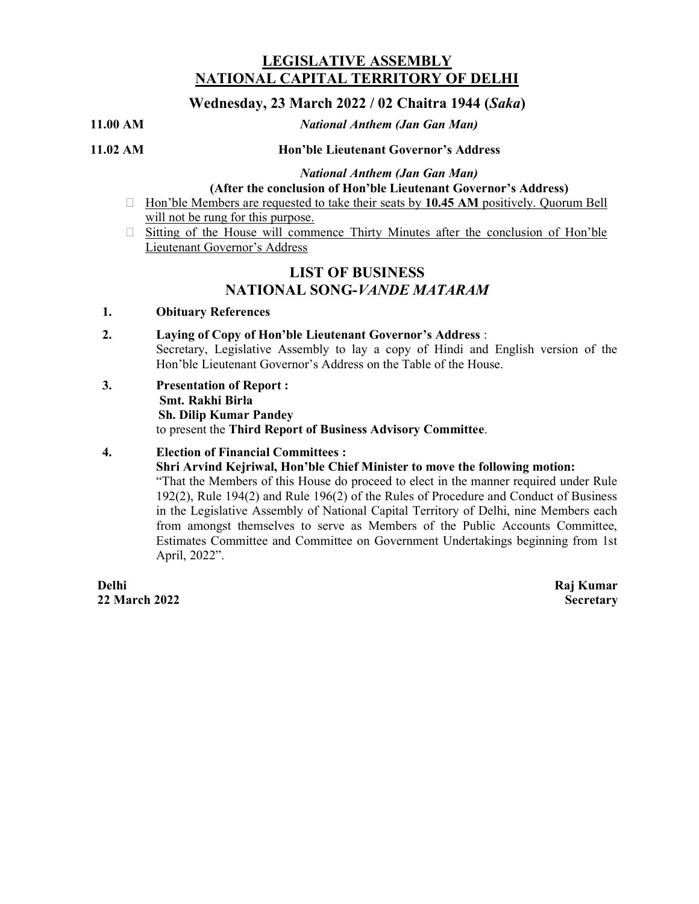# LEGISLATIVE ASSEMBLY
# NATIONAL CAPITAL TERRITORY OF DELHI

## Wednesday, 23 March 2022 / 02 Chaitra 1944 (*Saka*)

**11.00 AM** *National Anthem (Jan Gan Man)*

**11.02 AM** **Hon'ble Lieutenant Governor's Address**

*National Anthem (Jan Gan Man)*

**(After the conclusion of Hon'ble Lieutenant Governor's Address)**

- Hon'ble Members are requested to take their seats by **10.45 AM** positively. Quorum Bell will not be rung for this purpose.
- Sitting of the House will commence Thirty Minutes after the conclusion of Hon'ble Lieutenant Governor's Address

## LIST OF BUSINESS
## NATIONAL SONG-*VANDE MATARAM*

1. **Obituary References**

2. **Laying of Copy of Hon'ble Lieutenant Governor's Address** :
   Secretary, Legislative Assembly to lay a copy of Hindi and English version of the Hon'ble Lieutenant Governor's Address on the Table of the House.

3. **Presentation of Report :**
   **Smt. Rakhi Birla**
   **Sh. Dilip Kumar Pandey**
   to present the **Third Report of Business Advisory Committee**.

4. **Election of Financial Committees :**
   **Shri Arvind Kejriwal, Hon'ble Chief Minister to move the following motion:**
   "That the Members of this House do proceed to elect in the manner required under Rule 192(2), Rule 194(2) and Rule 196(2) of the Rules of Procedure and Conduct of Business in the Legislative Assembly of National Capital Territory of Delhi, nine Members each from amongst themselves to serve as Members of the Public Accounts Committee, Estimates Committee and Committee on Government Undertakings beginning from 1st April, 2022".

**Delhi**
**22 March 2022**

**Raj Kumar**
**Secretary**